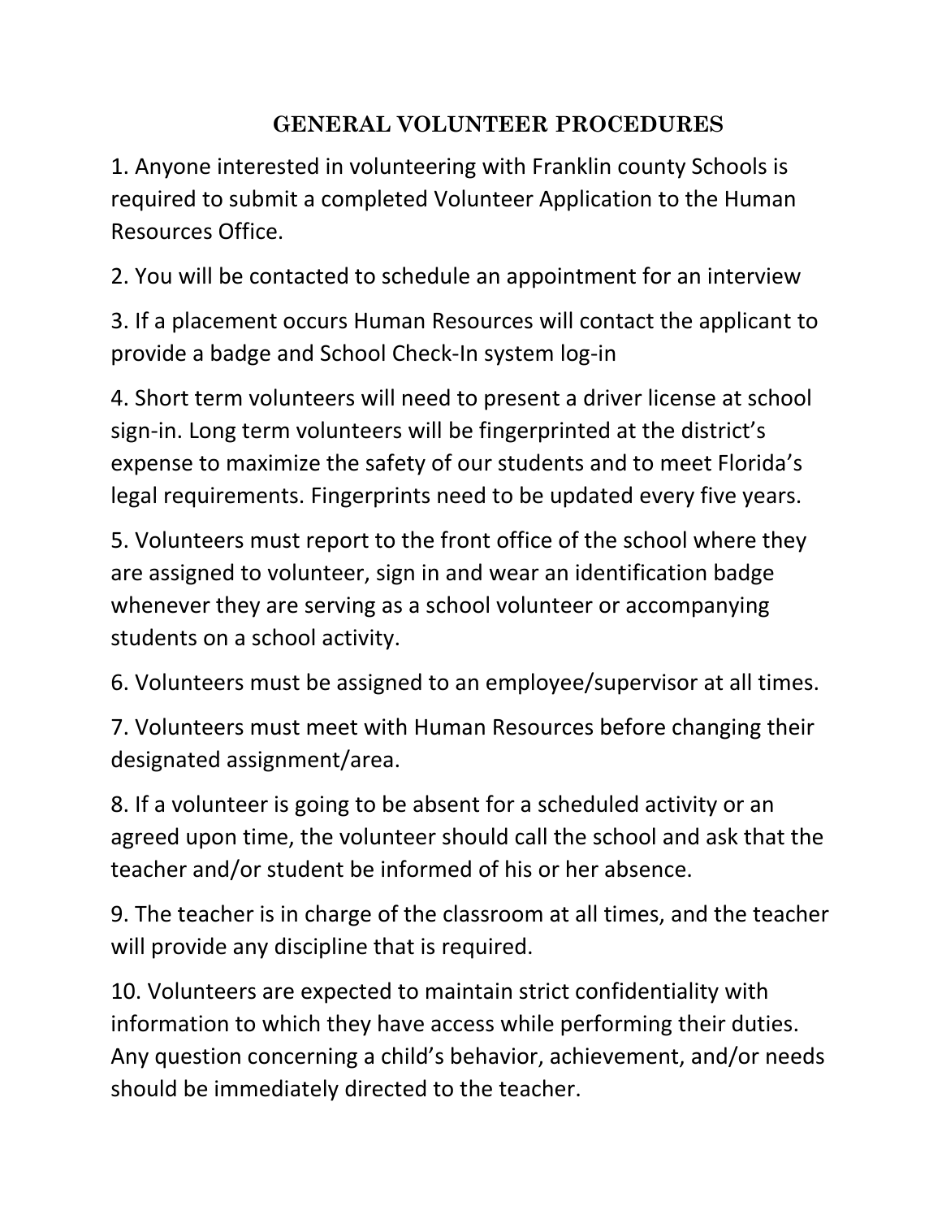# GENERAL VOLUNTEER PROCEDURES

1. Anyone interested in volunteering with Franklin county Schools is required to submit a completed Volunteer Application to the Human Resources Office.

2. You will be contacted to schedule an appointment for an interview

3. If a placement occurs Human Resources will contact the applicant to provide a badge and School Check-In system log-in

4. Short term volunteers will need to present a driver license at school sign-in. Long term volunteers will be fingerprinted at the district's expense to maximize the safety of our students and to meet Florida's legal requirements. Fingerprints need to be updated every five years.

5. Volunteers must report to the front office of the school where they are assigned to volunteer, sign in and wear an identification badge whenever they are serving as a school volunteer or accompanying students on a school activity.

6. Volunteers must be assigned to an employee/supervisor at all times.

7. Volunteers must meet with Human Resources before changing their designated assignment/area.

8. If a volunteer is going to be absent for a scheduled activity or an agreed upon time, the volunteer should call the school and ask that the teacher and/or student be informed of his or her absence.

9. The teacher is in charge of the classroom at all times, and the teacher will provide any discipline that is required.

10. Volunteers are expected to maintain strict confidentiality with information to which they have access while performing their duties. Any question concerning a child's behavior, achievement, and/or needs should be immediately directed to the teacher.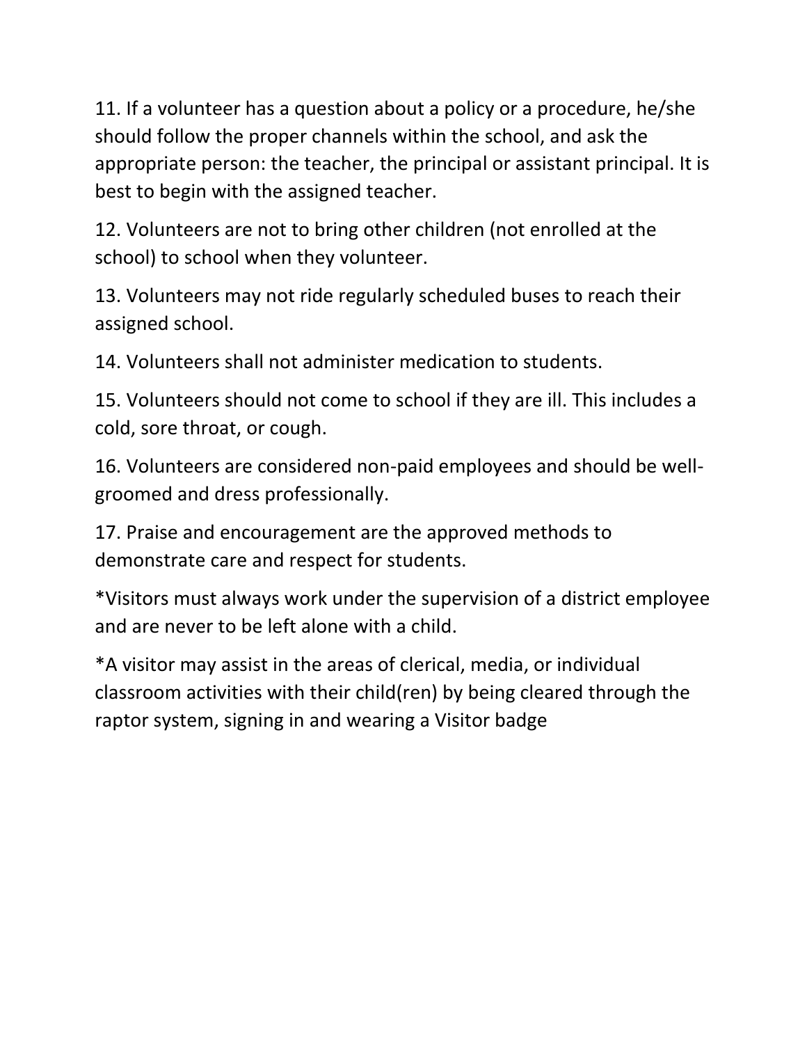11. If a volunteer has a question about a policy or a procedure, he/she should follow the proper channels within the school, and ask the appropriate person: the teacher, the principal or assistant principal. It is best to begin with the assigned teacher.

12. Volunteers are not to bring other children (not enrolled at the school) to school when they volunteer.

13. Volunteers may not ride regularly scheduled buses to reach their assigned school.

14. Volunteers shall not administer medication to students.

15. Volunteers should not come to school if they are ill. This includes a cold, sore throat, or cough.

16. Volunteers are considered non-paid employees and should be well-groomed and dress professionally.

17. Praise and encouragement are the approved methods to demonstrate care and respect for students.

*Visitors must always work under the supervision of a district employee and are never to be left alone with a child.

*A visitor may assist in the areas of clerical, media, or individual classroom activities with their child(ren) by being cleared through the raptor system, signing in and wearing a Visitor badge